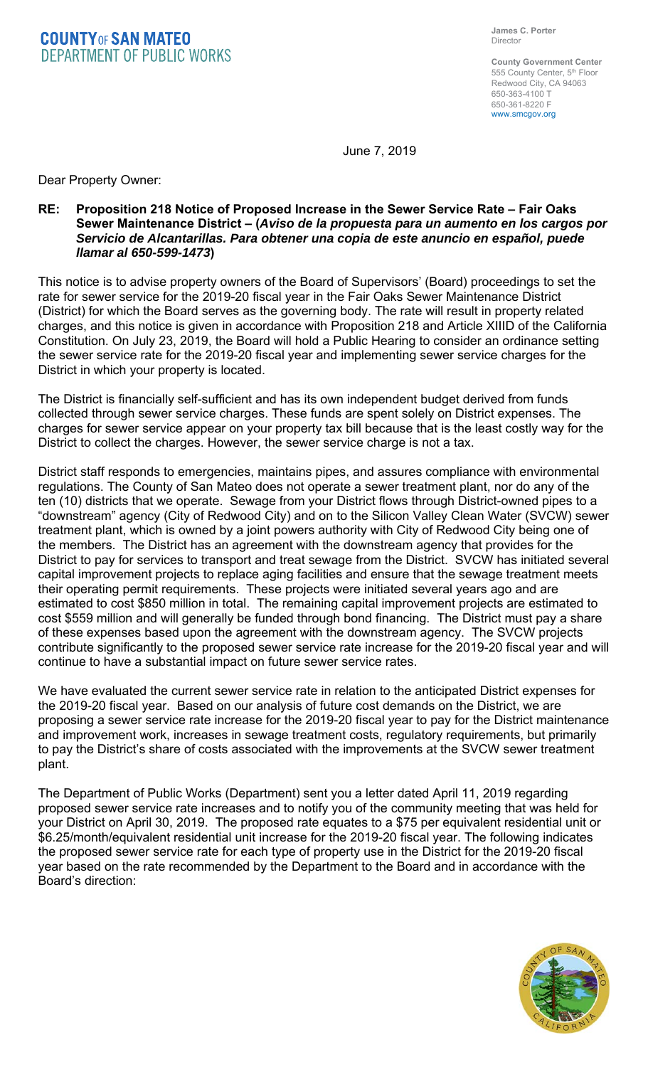**COUNTY OF SAN MATEO**
**DEPARTMENT OF PUBLIC WORKS**

**James C. Porter**
Director

**County Government Center**
555 County Center, 5th Floor
Redwood City, CA 94063
650-363-4100 T
650-361-8220 F
www.smcgov.org

June 7, 2019

Dear Property Owner:

**RE: Proposition 218 Notice of Proposed Increase in the Sewer Service Rate – Fair Oaks Sewer Maintenance District – (*Aviso de la propuesta para un aumento en los cargos por Servicio de Alcantarillas. Para obtener una copia de este anuncio en español, puede llamar al 650-599-1473*)**

This notice is to advise property owners of the Board of Supervisors' (Board) proceedings to set the rate for sewer service for the 2019-20 fiscal year in the Fair Oaks Sewer Maintenance District (District) for which the Board serves as the governing body. The rate will result in property related charges, and this notice is given in accordance with Proposition 218 and Article XIIID of the California Constitution. On July 23, 2019, the Board will hold a Public Hearing to consider an ordinance setting the sewer service rate for the 2019-20 fiscal year and implementing sewer service charges for the District in which your property is located.

The District is financially self-sufficient and has its own independent budget derived from funds collected through sewer service charges. These funds are spent solely on District expenses. The charges for sewer service appear on your property tax bill because that is the least costly way for the District to collect the charges. However, the sewer service charge is not a tax.

District staff responds to emergencies, maintains pipes, and assures compliance with environmental regulations. The County of San Mateo does not operate a sewer treatment plant, nor do any of the ten (10) districts that we operate. Sewage from your District flows through District-owned pipes to a "downstream" agency (City of Redwood City) and on to the Silicon Valley Clean Water (SVCW) sewer treatment plant, which is owned by a joint powers authority with City of Redwood City being one of the members. The District has an agreement with the downstream agency that provides for the District to pay for services to transport and treat sewage from the District. SVCW has initiated several capital improvement projects to replace aging facilities and ensure that the sewage treatment meets their operating permit requirements. These projects were initiated several years ago and are estimated to cost $850 million in total. The remaining capital improvement projects are estimated to cost $559 million and will generally be funded through bond financing. The District must pay a share of these expenses based upon the agreement with the downstream agency. The SVCW projects contribute significantly to the proposed sewer service rate increase for the 2019-20 fiscal year and will continue to have a substantial impact on future sewer service rates.

We have evaluated the current sewer service rate in relation to the anticipated District expenses for the 2019-20 fiscal year. Based on our analysis of future cost demands on the District, we are proposing a sewer service rate increase for the 2019-20 fiscal year to pay for the District maintenance and improvement work, increases in sewage treatment costs, regulatory requirements, but primarily to pay the District's share of costs associated with the improvements at the SVCW sewer treatment plant.

The Department of Public Works (Department) sent you a letter dated April 11, 2019 regarding proposed sewer service rate increases and to notify you of the community meeting that was held for your District on April 30, 2019. The proposed rate equates to a $75 per equivalent residential unit or $6.25/month/equivalent residential unit increase for the 2019-20 fiscal year. The following indicates the proposed sewer service rate for each type of property use in the District for the 2019-20 fiscal year based on the rate recommended by the Department to the Board and in accordance with the Board's direction: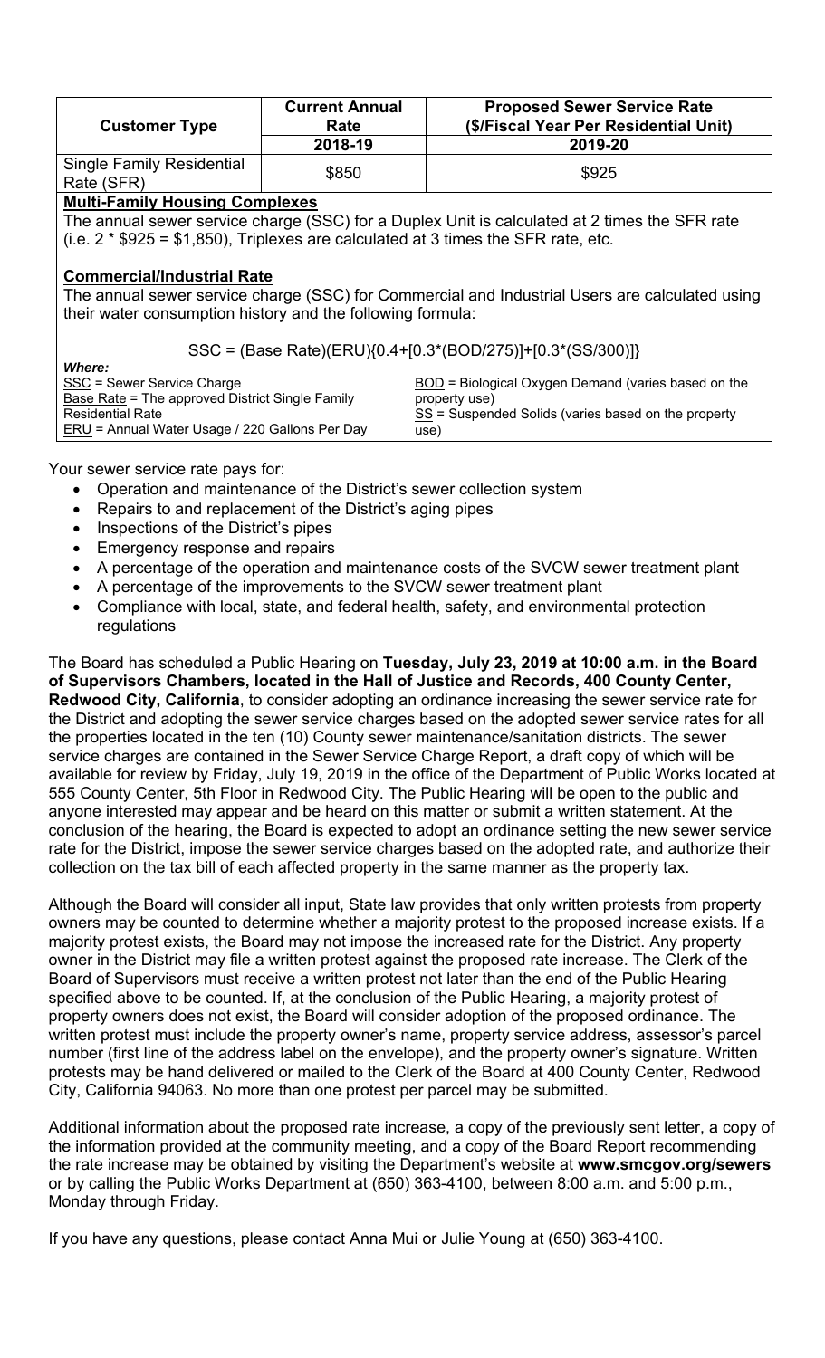| Customer Type | Current Annual Rate | Proposed Sewer Service Rate ($/Fiscal Year Per Residential Unit) |
| --- | --- | --- |
| | 2018-19 | 2019-20 |
| Single Family Residential Rate (SFR) | $850 | $925 |

**Multi-Family Housing Complexes**

The annual sewer service charge (SSC) for a Duplex Unit is calculated at 2 times the SFR rate (i.e. 2 * $925 = $1,850), Triplexes are calculated at 3 times the SFR rate, etc.

**Commercial/Industrial Rate**

The annual sewer service charge (SSC) for Commercial and Industrial Users are calculated using their water consumption history and the following formula:

$$SSC = (Base\ Rate)(ERU)\{0.4+[0.3*(BOD/275)]+[0.3*(SS/300)]\}$$

***Where:***

SSC = Sewer Service Charge

Base Rate = The approved District Single Family Residential Rate

ERU = Annual Water Usage / 220 Gallons Per Day

BOD = Biological Oxygen Demand (varies based on the property use)

SS = Suspended Solids (varies based on the property use)

Your sewer service rate pays for:

- Operation and maintenance of the District's sewer collection system
- Repairs to and replacement of the District's aging pipes
- Inspections of the District's pipes
- Emergency response and repairs
- A percentage of the operation and maintenance costs of the SVCW sewer treatment plant
- A percentage of the improvements to the SVCW sewer treatment plant
- Compliance with local, state, and federal health, safety, and environmental protection regulations

The Board has scheduled a Public Hearing on **Tuesday, July 23, 2019 at 10:00 a.m. in the Board of Supervisors Chambers, located in the Hall of Justice and Records, 400 County Center, Redwood City, California**, to consider adopting an ordinance increasing the sewer service rate for the District and adopting the sewer service charges based on the adopted sewer service rates for all the properties located in the ten (10) County sewer maintenance/sanitation districts. The sewer service charges are contained in the Sewer Service Charge Report, a draft copy of which will be available for review by Friday, July 19, 2019 in the office of the Department of Public Works located at 555 County Center, 5th Floor in Redwood City. The Public Hearing will be open to the public and anyone interested may appear and be heard on this matter or submit a written statement. At the conclusion of the hearing, the Board is expected to adopt an ordinance setting the new sewer service rate for the District, impose the sewer service charges based on the adopted rate, and authorize their collection on the tax bill of each affected property in the same manner as the property tax.

Although the Board will consider all input, State law provides that only written protests from property owners may be counted to determine whether a majority protest to the proposed increase exists. If a majority protest exists, the Board may not impose the increased rate for the District. Any property owner in the District may file a written protest against the proposed rate increase. The Clerk of the Board of Supervisors must receive a written protest not later than the end of the Public Hearing specified above to be counted. If, at the conclusion of the Public Hearing, a majority protest of property owners does not exist, the Board will consider adoption of the proposed ordinance. The written protest must include the property owner's name, property service address, assessor's parcel number (first line of the address label on the envelope), and the property owner's signature. Written protests may be hand delivered or mailed to the Clerk of the Board at 400 County Center, Redwood City, California 94063. No more than one protest per parcel may be submitted.

Additional information about the proposed rate increase, a copy of the previously sent letter, a copy of the information provided at the community meeting, and a copy of the Board Report recommending the rate increase may be obtained by visiting the Department's website at **www.smcgov.org/sewers** or by calling the Public Works Department at (650) 363-4100, between 8:00 a.m. and 5:00 p.m., Monday through Friday.

If you have any questions, please contact Anna Mui or Julie Young at (650) 363-4100.